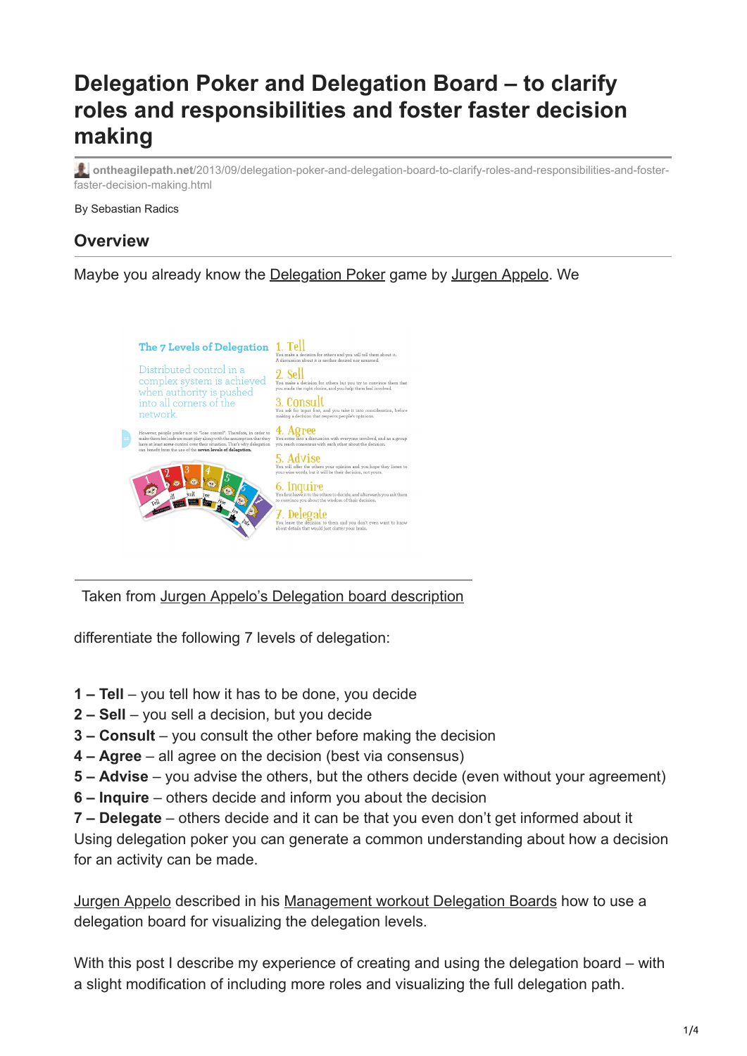# Delegation Poker and Delegation Board – to clarify roles and responsibilities and foster faster decision making

ontheagilepath.net/2013/09/delegation-poker-and-delegation-board-to-clarify-roles-and-responsibilities-and-foster-faster-decision-making.html

By Sebastian Radics

## Overview

Maybe you already know the Delegation Poker game by Jurgen Appelo. We

Taken from Jurgen Appelo's Delegation board description

differentiate the following 7 levels of delegation:

**1 – Tell** – you tell how it has to be done, you decide
**2 – Sell** – you sell a decision, but you decide
**3 – Consult** – you consult the other before making the decision
**4 – Agree** – all agree on the decision (best via consensus)
**5 – Advise** – you advise the others, but the others decide (even without your agreement)
**6 – Inquire** – others decide and inform you about the decision
**7 – Delegate** – others decide and it can be that you even don't get informed about it
Using delegation poker you can generate a common understanding about how a decision for an activity can be made.

Jurgen Appelo described in his Management workout Delegation Boards how to use a delegation board for visualizing the delegation levels.

With this post I describe my experience of creating and using the delegation board – with a slight modification of including more roles and visualizing the full delegation path.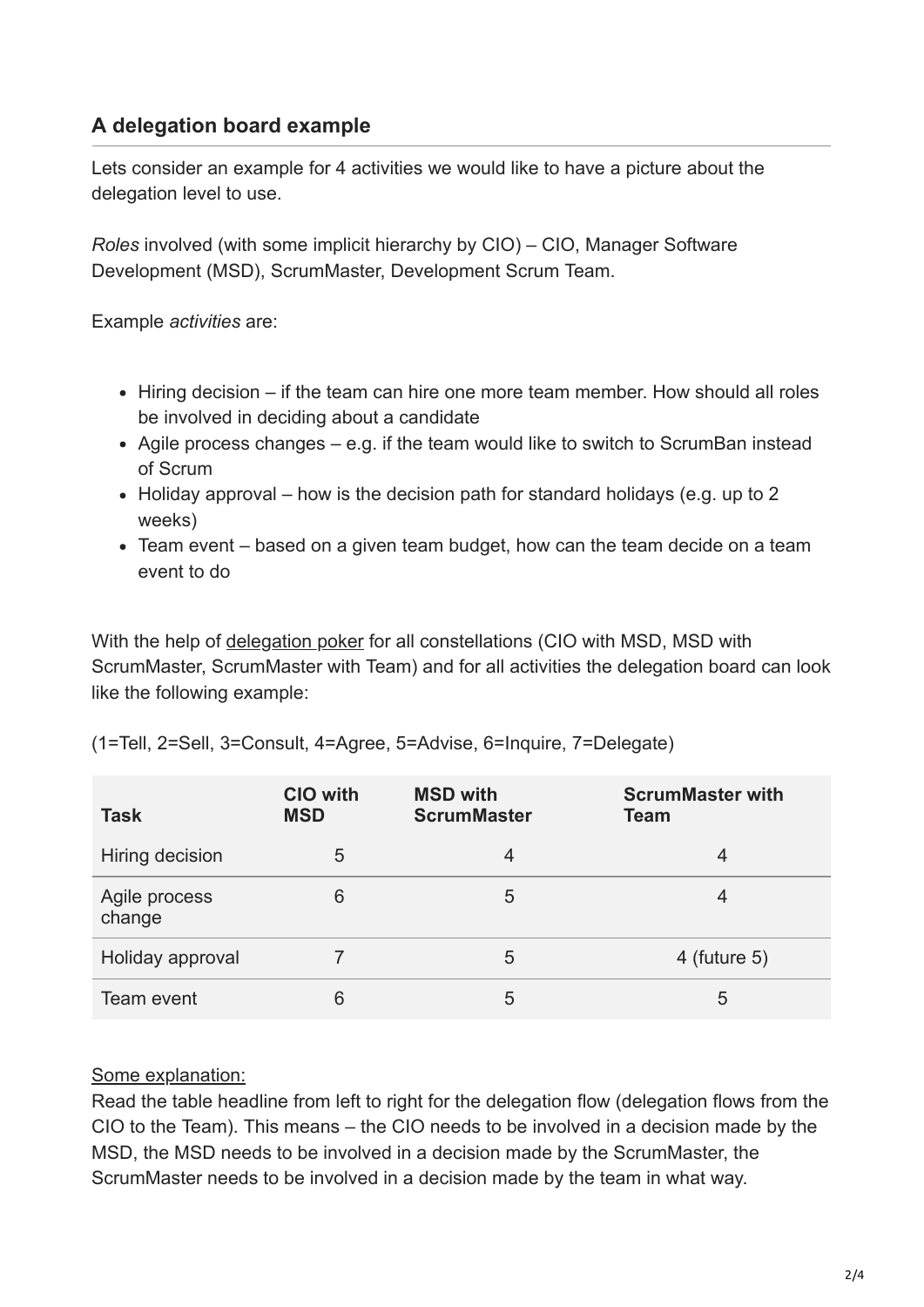## A delegation board example

Lets consider an example for 4 activities we would like to have a picture about the delegation level to use.

*Roles* involved (with some implicit hierarchy by CIO) – CIO, Manager Software Development (MSD), ScrumMaster, Development Scrum Team.

Example *activities* are:

- Hiring decision – if the team can hire one more team member. How should all roles be involved in deciding about a candidate
- Agile process changes – e.g. if the team would like to switch to ScrumBan instead of Scrum
- Holiday approval – how is the decision path for standard holidays (e.g. up to 2 weeks)
- Team event – based on a given team budget, how can the team decide on a team event to do

With the help of delegation poker for all constellations (CIO with MSD, MSD with ScrumMaster, ScrumMaster with Team) and for all activities the delegation board can look like the following example:

(1=Tell, 2=Sell, 3=Consult, 4=Agree, 5=Advise, 6=Inquire, 7=Delegate)

| Task | CIO with MSD | MSD with ScrumMaster | ScrumMaster with Team |
|---|---|---|---|
| Hiring decision | 5 | 4 | 4 |
| Agile process change | 6 | 5 | 4 |
| Holiday approval | 7 | 5 | 4 (future 5) |
| Team event | 6 | 5 | 5 |

Some explanation:
Read the table headline from left to right for the delegation flow (delegation flows from the CIO to the Team). This means – the CIO needs to be involved in a decision made by the MSD, the MSD needs to be involved in a decision made by the ScrumMaster, the ScrumMaster needs to be involved in a decision made by the team in what way.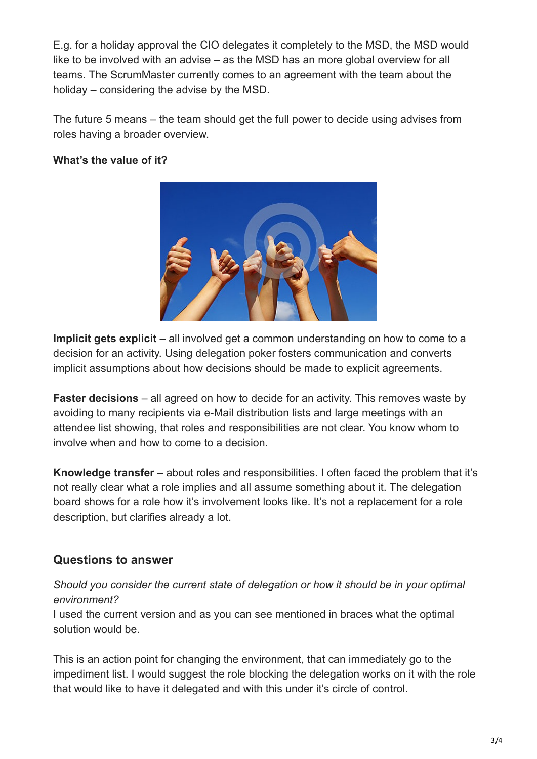E.g. for a holiday approval the CIO delegates it completely to the MSD, the MSD would like to be involved with an advise – as the MSD has an more global overview for all teams. The ScrumMaster currently comes to an agreement with the team about the holiday – considering the advise by the MSD.

The future 5 means – the team should get the full power to decide using advises from roles having a broader overview.

**What's the value of it?**

**Implicit gets explicit** – all involved get a common understanding on how to come to a decision for an activity. Using delegation poker fosters communication and converts implicit assumptions about how decisions should be made to explicit agreements.

**Faster decisions** – all agreed on how to decide for an activity. This removes waste by avoiding to many recipients via e-Mail distribution lists and large meetings with an attendee list showing, that roles and responsibilities are not clear. You know whom to involve when and how to come to a decision.

**Knowledge transfer** – about roles and responsibilities. I often faced the problem that it's not really clear what a role implies and all assume something about it. The delegation board shows for a role how it's involvement looks like. It's not a replacement for a role description, but clarifies already a lot.

## Questions to answer

*Should you consider the current state of delegation or how it should be in your optimal environment?*
I used the current version and as you can see mentioned in braces what the optimal solution would be.

This is an action point for changing the environment, that can immediately go to the impediment list. I would suggest the role blocking the delegation works on it with the role that would like to have it delegated and with this under it's circle of control.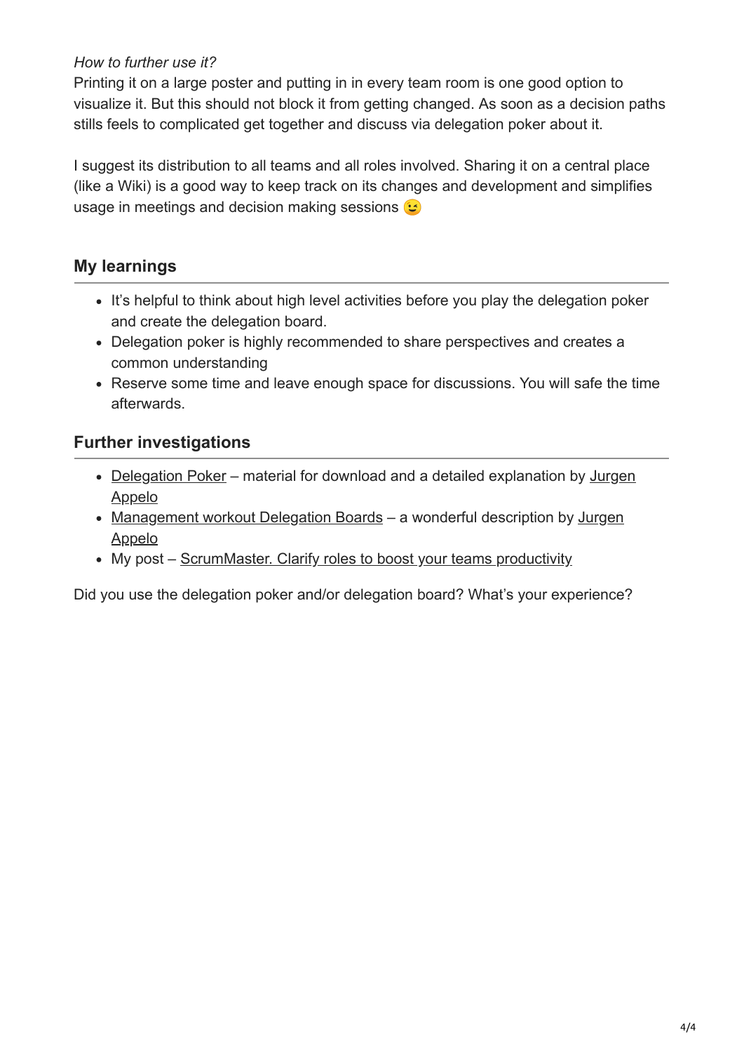*How to further use it?*
Printing it on a large poster and putting in in every team room is one good option to visualize it. But this should not block it from getting changed. As soon as a decision paths stills feels to complicated get together and discuss via delegation poker about it.

I suggest its distribution to all teams and all roles involved. Sharing it on a central place (like a Wiki) is a good way to keep track on its changes and development and simplifies usage in meetings and decision making sessions 😉

## My learnings

- It's helpful to think about high level activities before you play the delegation poker and create the delegation board.
- Delegation poker is highly recommended to share perspectives and creates a common understanding
- Reserve some time and leave enough space for discussions. You will safe the time afterwards.

## Further investigations

- Delegation Poker – material for download and a detailed explanation by Jurgen Appelo
- Management workout Delegation Boards – a wonderful description by Jurgen Appelo
- My post – ScrumMaster. Clarify roles to boost your teams productivity

Did you use the delegation poker and/or delegation board? What's your experience?